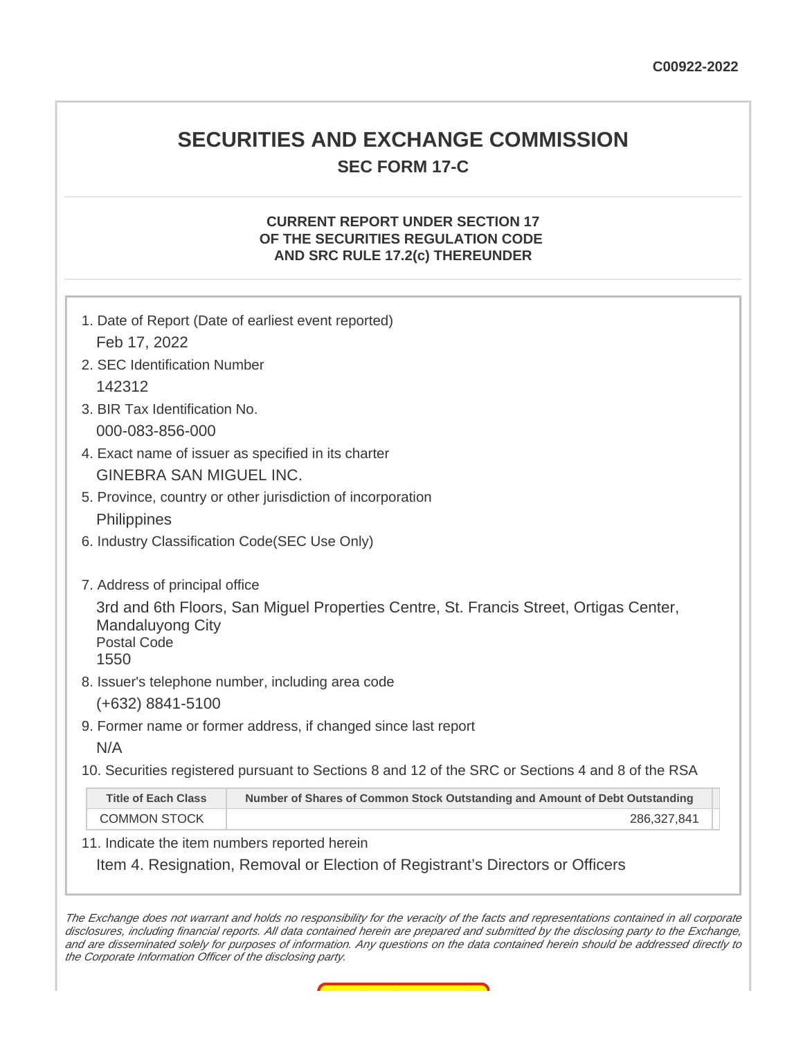C00922-2022

# SECURITIES AND EXCHANGE COMMISSION

## SEC FORM 17-C

### CURRENT REPORT UNDER SECTION 17 OF THE SECURITIES REGULATION CODE AND SRC RULE 17.2(c) THEREUNDER

1. Date of Report (Date of earliest event reported)

   Feb 17, 2022

2. SEC Identification Number

   142312

3. BIR Tax Identification No.

   000-083-856-000

4. Exact name of issuer as specified in its charter

   GINEBRA SAN MIGUEL INC.

5. Province, country or other jurisdiction of incorporation

   Philippines

6. Industry Classification Code(SEC Use Only)

7. Address of principal office

   3rd and 6th Floors, San Miguel Properties Centre, St. Francis Street, Ortigas Center, Mandaluyong City
   Postal Code
   1550

8. Issuer's telephone number, including area code

   (+632) 8841-5100

9. Former name or former address, if changed since last report

   N/A

10. Securities registered pursuant to Sections 8 and 12 of the SRC or Sections 4 and 8 of the RSA

| Title of Each Class | Number of Shares of Common Stock Outstanding and Amount of Debt Outstanding |
|---|---|
| COMMON STOCK | 286,327,841 |

11. Indicate the item numbers reported herein

    Item 4. Resignation, Removal or Election of Registrant's Directors or Officers

*The Exchange does not warrant and holds no responsibility for the veracity of the facts and representations contained in all corporate disclosures, including financial reports. All data contained herein are prepared and submitted by the disclosing party to the Exchange, and are disseminated solely for purposes of information. Any questions on the data contained herein should be addressed directly to the Corporate Information Officer of the disclosing party.*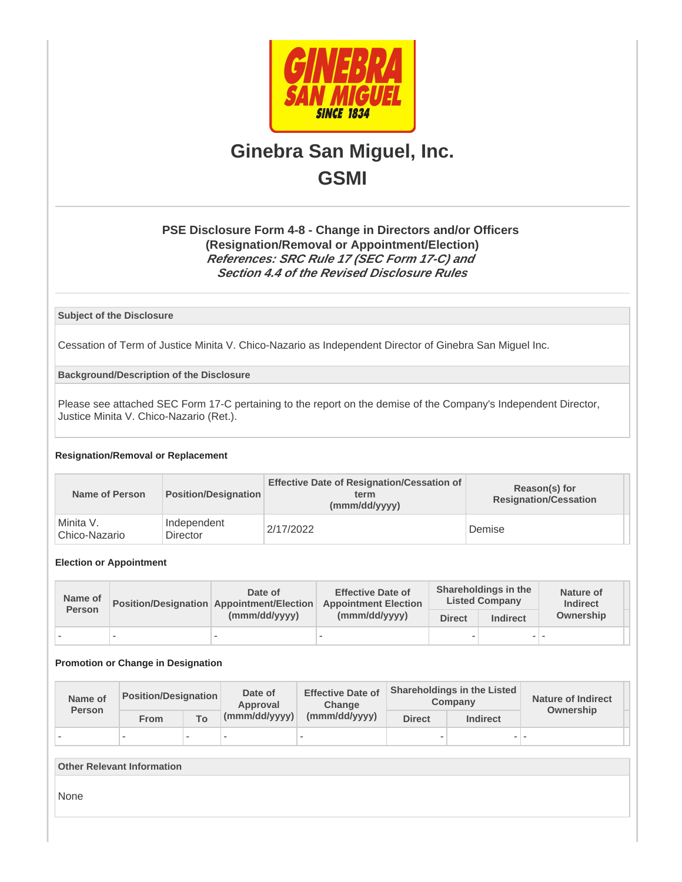# Ginebra San Miguel, Inc.

## GSMI

### PSE Disclosure Form 4-8 - Change in Directors and/or Officers (Resignation/Removal or Appointment/Election)

***References: SRC Rule 17 (SEC Form 17-C) and Section 4.4 of the Revised Disclosure Rules***

**Subject of the Disclosure**

Cessation of Term of Justice Minita V. Chico-Nazario as Independent Director of Ginebra San Miguel Inc.

**Background/Description of the Disclosure**

Please see attached SEC Form 17-C pertaining to the report on the demise of the Company's Independent Director, Justice Minita V. Chico-Nazario (Ret.).

**Resignation/Removal or Replacement**

| Name of Person | Position/Designation | Effective Date of Resignation/Cessation of term (mmm/dd/yyyy) | Reason(s) for Resignation/Cessation |
|---|---|---|---|
| Minita V. Chico-Nazario | Independent Director | 2/17/2022 | Demise |

**Election or Appointment**

| Name of Person | Position/Designation | Date of Appointment/Election (mmm/dd/yyyy) | Effective Date of Appointment Election (mmm/dd/yyyy) | Shareholdings in the Listed Company | | Nature of Indirect Ownership |
|---|---|---|---|---|---|---|
| | | | | Direct | Indirect | |
| - | - | - | - | - | - | - |

**Promotion or Change in Designation**

| Name of Person | Position/Designation | | Date of Approval (mmm/dd/yyyy) | Effective Date of Change (mmm/dd/yyyy) | Shareholdings in the Listed Company | | Nature of Indirect Ownership |
|---|---|---|---|---|---|---|---|
| | From | To | | | Direct | Indirect | |
| - | - | - | - | - | - | - | - |

**Other Relevant Information**

None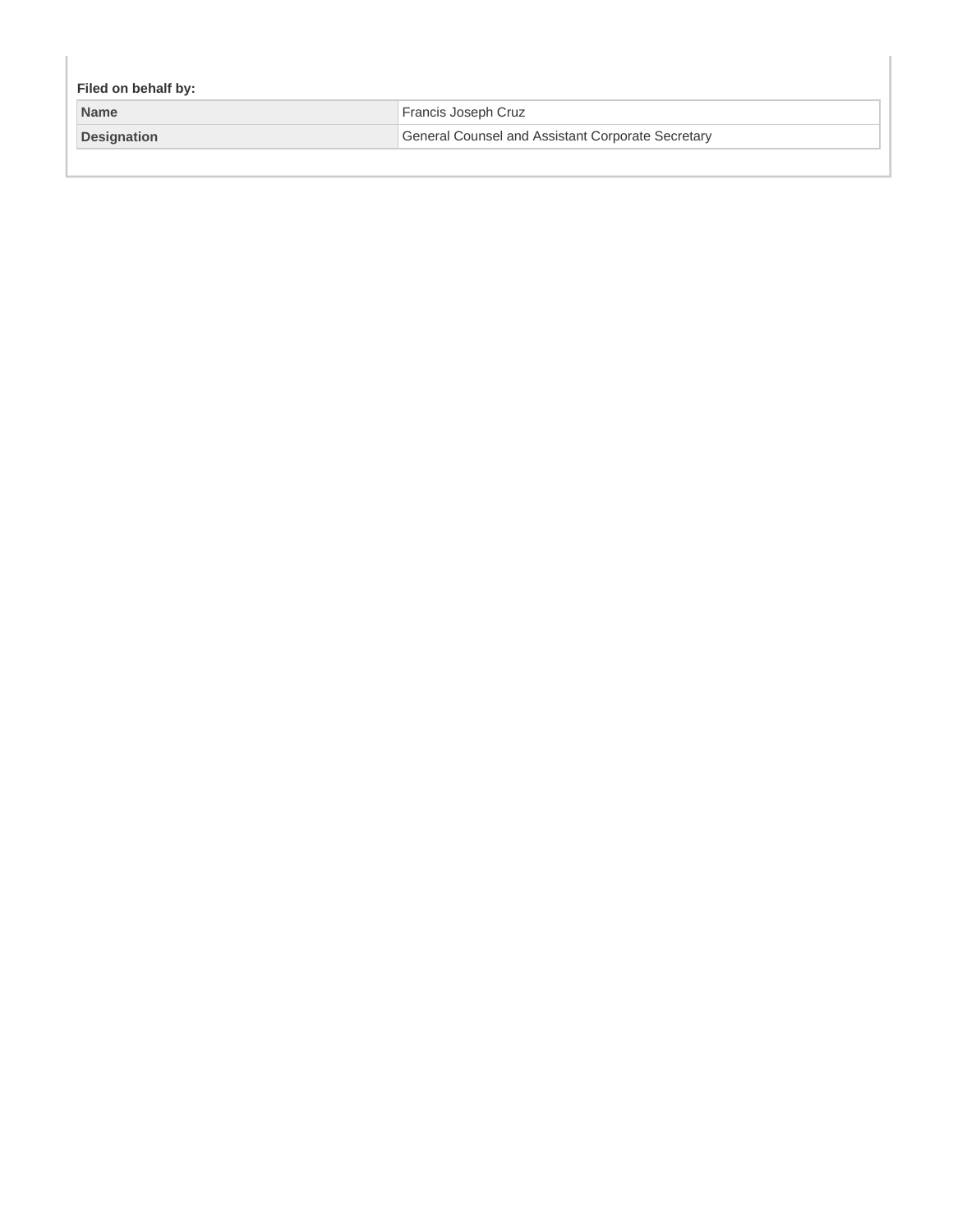**Filed on behalf by:**

| Name | Francis Joseph Cruz |
| --- | --- |
| Designation | General Counsel and Assistant Corporate Secretary |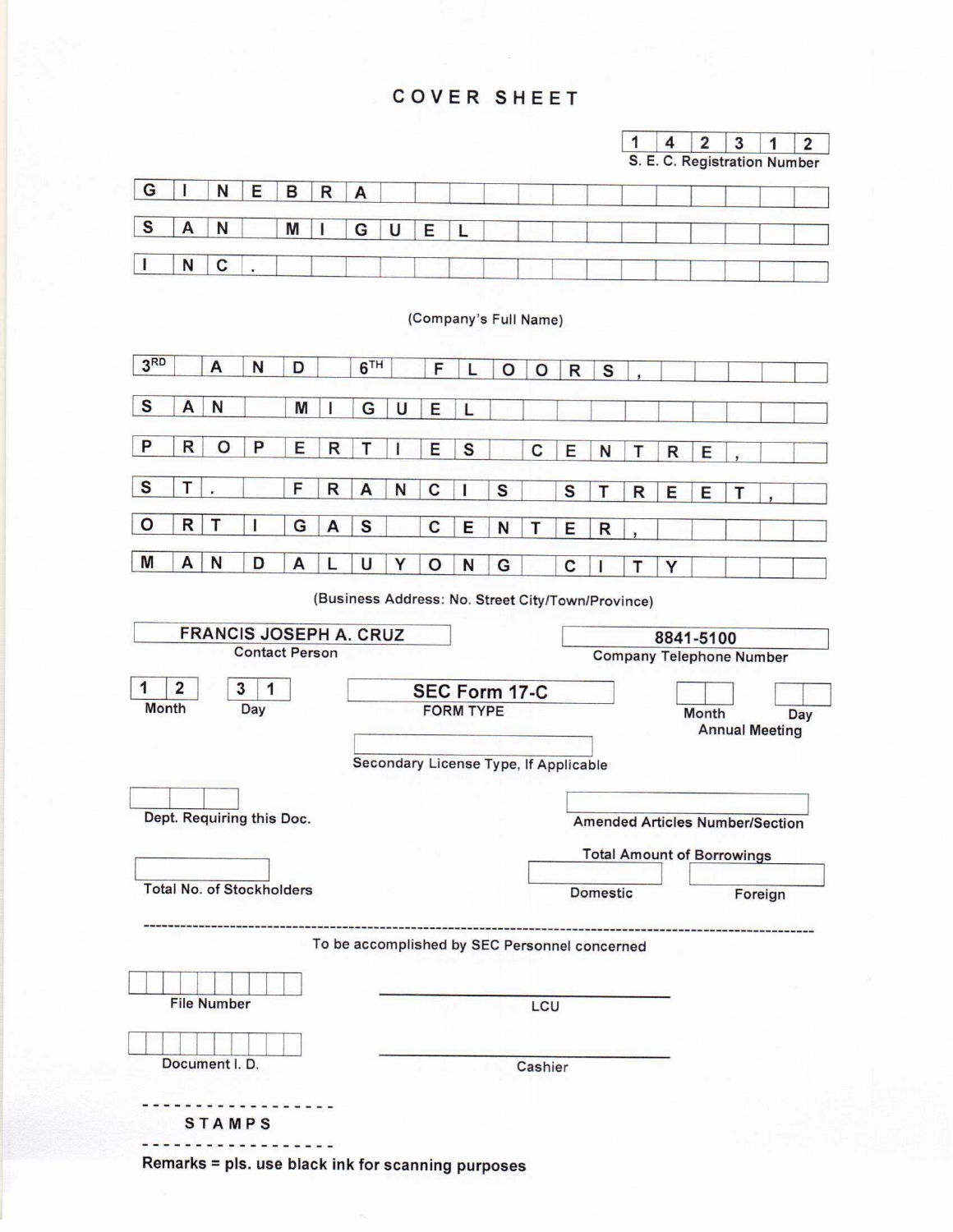# COVER SHEET

**1 4 2 3 1 2**
S. E. C. Registration Number

**GINEBRA SAN MIGUEL INC.**

(Company's Full Name)

**3RD AND 6TH FLOORS, SAN MIGUEL PROPERTIES CENTRE, ST. FRANCIS STREET, ORTIGAS CENTER, MANDALUYONG CITY**

(Business Address: No. Street City/Town/Province)

| FRANCIS JOSEPH A. CRUZ | 8841-5100 |
|---|---|
| Contact Person | Company Telephone Number |

| 1 2 | 3 1 | SEC Form 17-C | | |
|---|---|---|---|---|
| Month | Day | FORM TYPE | Month | Day |
| | | | Annual Meeting | |

Secondary License Type, If Applicable

Dept. Requiring this Doc.

Amended Articles Number/Section

Total Amount of Borrowings

Total No. of Stockholders

Domestic

Foreign

---

To be accomplished by SEC Personnel concerned

File Number

LCU

Document I. D.

Cashier

STAMPS

Remarks = pls. use black ink for scanning purposes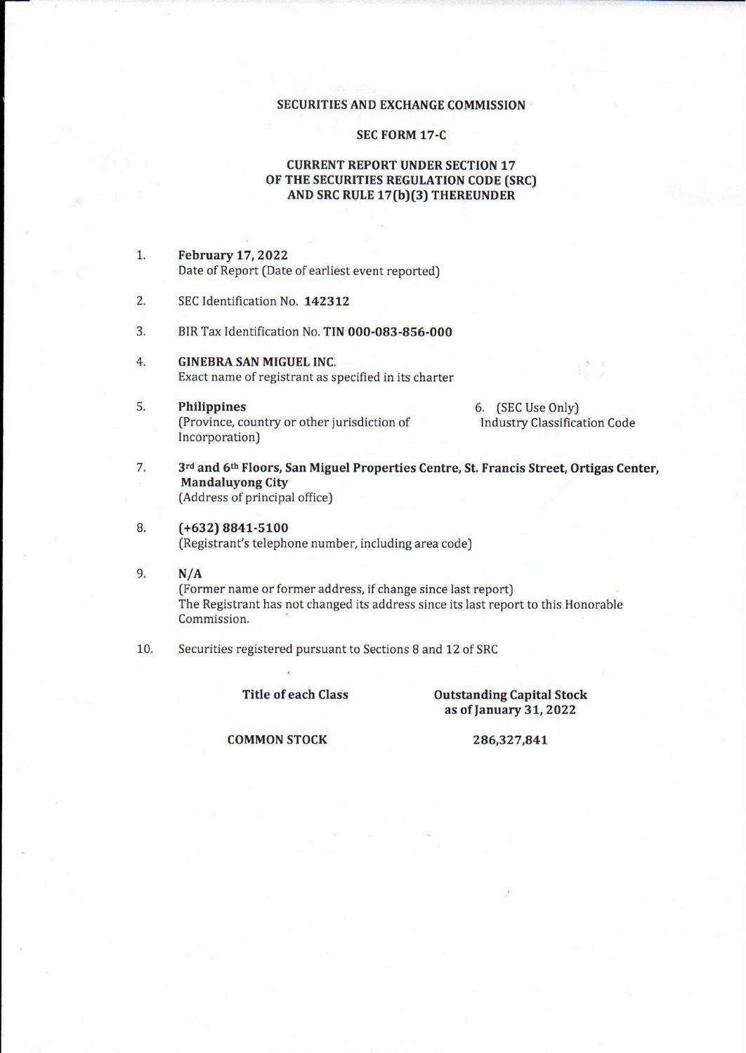**SECURITIES AND EXCHANGE COMMISSION**

**SEC FORM 17-C**

**CURRENT REPORT UNDER SECTION 17 OF THE SECURITIES REGULATION CODE (SRC) AND SRC RULE 17(b)(3) THEREUNDER**

1. **February 17, 2022**
   Date of Report (Date of earliest event reported)

2. SEC Identification No. **142312**

3. BIR Tax Identification No. **TIN 000-083-856-000**

4. **GINEBRA SAN MIGUEL INC.**
   Exact name of registrant as specified in its charter

5. **Philippines**
   (Province, country or other jurisdiction of Incorporation)

6. (SEC Use Only)
   Industry Classification Code

7. **3rd and 6th Floors, San Miguel Properties Centre, St. Francis Street, Ortigas Center, Mandaluyong City**
   (Address of principal office)

8. **(+632) 8841-5100**
   (Registrant's telephone number, including area code)

9. **N/A**
   (Former name or former address, if change since last report)
   The Registrant has not changed its address since its last report to this Honorable Commission.

10. Securities registered pursuant to Sections 8 and 12 of SRC

| Title of each Class | Outstanding Capital Stock as of January 31, 2022 |
|---|---|
| COMMON STOCK | 286,327,841 |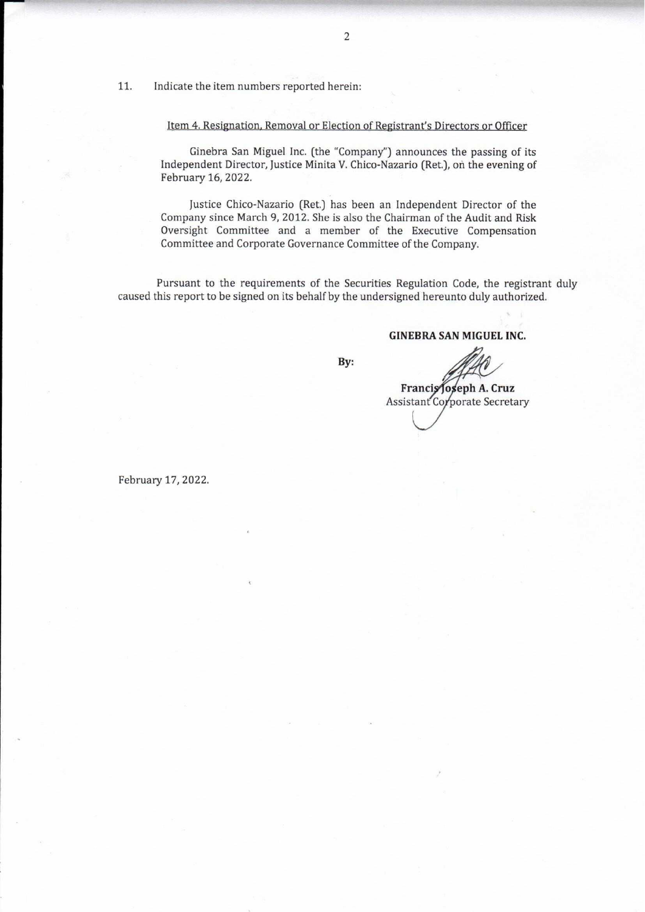11. Indicate the item numbers reported herein:

Item 4. Resignation, Removal or Election of Registrant's Directors or Officer

Ginebra San Miguel Inc. (the "Company") announces the passing of its Independent Director, Justice Minita V. Chico-Nazario (Ret.), on the evening of February 16, 2022.

Justice Chico-Nazario (Ret.) has been an Independent Director of the Company since March 9, 2012. She is also the Chairman of the Audit and Risk Oversight Committee and a member of the Executive Compensation Committee and Corporate Governance Committee of the Company.

Pursuant to the requirements of the Securities Regulation Code, the registrant duly caused this report to be signed on its behalf by the undersigned hereunto duly authorized.

**GINEBRA SAN MIGUEL INC.**

**By:**

**Francis Joseph A. Cruz**
Assistant Corporate Secretary

February 17, 2022.